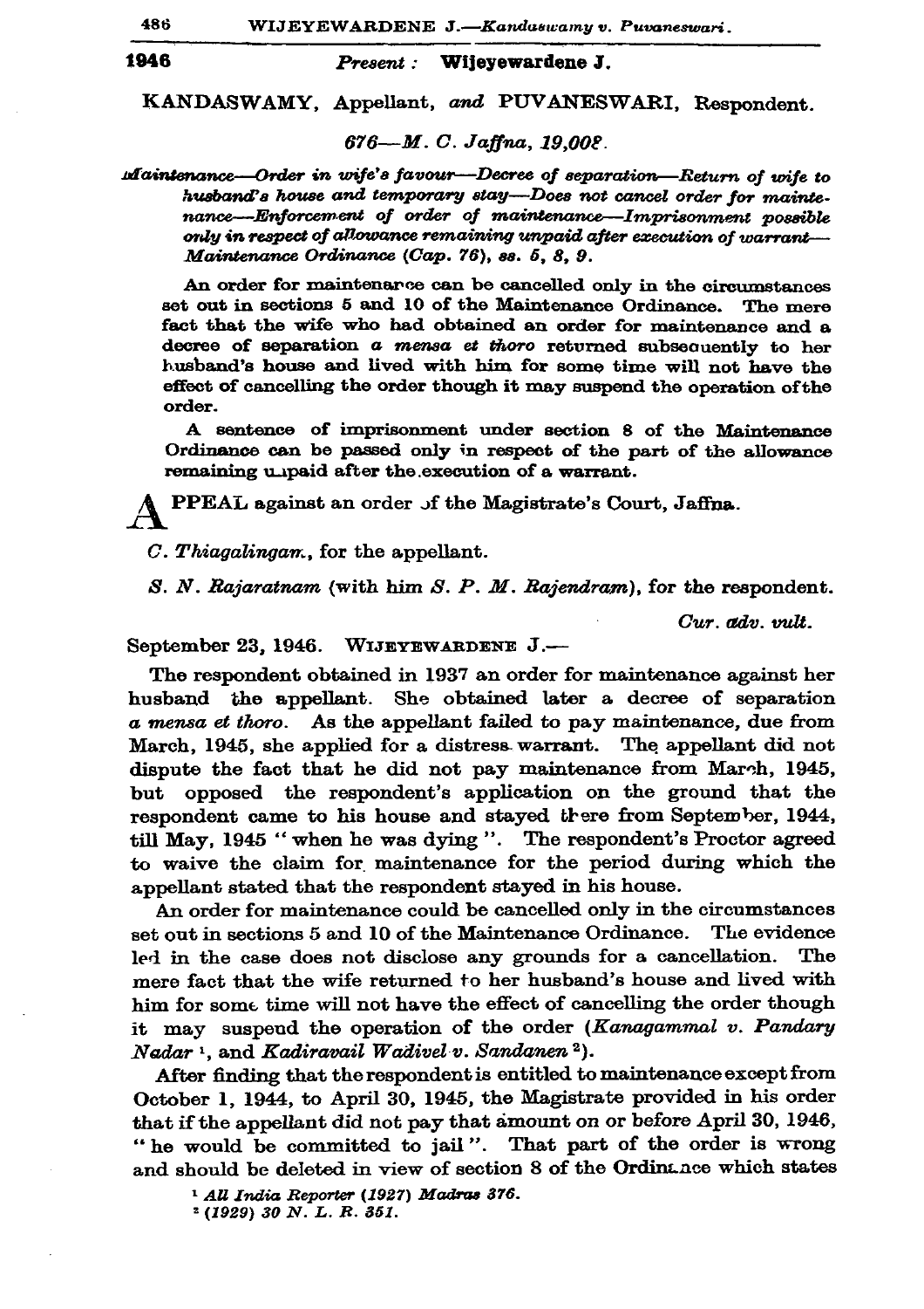**1946**

*Present:* **Wijeyewardene J.**

KANDASWAMY, Appellant, *and* PUVANESWARI, Respondent.

*676—M. C. Jaffna, 19,008.*

*Maintenance—Order in wife's favour—Decree of separation—Return of wife to husband's house and temporary stay—Does not cancel order for maintenance—Enforcement of order of maintenance—Imprisonment possible only in respect of allowance remaining unpaid after execution of warrant—Maintenance Ordinance (Cap. 76), ss. 5, 8, 9.*

An order for maintenance can be cancelled only in the circumstances set out in sections 5 and 10 of the Maintenance Ordinance. The mere fact that the wife who had obtained an order for maintenance and a decree of separation *a mensa et thoro* returned subsequently to her husband's house and lived with him for some time will not have the effect of cancelling the order though it may suspend the operation of the order.

A sentence of imprisonment under section 8 of the Maintenance Ordinance can be passed only in respect of the part of the allowance remaining unpaid after the execution of a warrant.

APPEAL against an order of the Magistrate's Court, Jaffna.

*C. Thiagalingam*, for the appellant.

*S. N. Rajaratnam* (with him *S. P. M. Rajendram*), for the respondent.

*Cur. adv. vult.*

September 23, 1946. WIJEYEWARDENE J.—

The respondent obtained in 1937 an order for maintenance against her husband the appellant. She obtained later a decree of separation *a mensa et thoro*. As the appellant failed to pay maintenance, due from March, 1945, she applied for a distress warrant. The appellant did not dispute the fact that he did not pay maintenance from March, 1945, but opposed the respondent's application on the ground that the respondent came to his house and stayed there from September, 1944, till May, 1945 " when he was dying ". The respondent's Proctor agreed to waive the claim for maintenance for the period during which the appellant stated that the respondent stayed in his house.

An order for maintenance could be cancelled only in the circumstances set out in sections 5 and 10 of the Maintenance Ordinance. The evidence led in the case does not disclose any grounds for a cancellation. The mere fact that the wife returned to her husband's house and lived with him for some time will not have the effect of cancelling the order though it may suspend the operation of the order (*Kanagammal v. Pandary Nadar* [1], and *Kadiravail Wadivel v. Sandanen* [2]).

After finding that the respondent is entitled to maintenance except from October 1, 1944, to April 30, 1945, the Magistrate provided in his order that if the appellant did not pay that amount on or before April 30, 1946, " he would be committed to jail ". That part of the order is wrong and should be deleted in view of section 8 of the Ordinance which states

[1] *All India Reporter (1927) Madras 376.*

[2] *(1929) 30 N. L. R. 351.*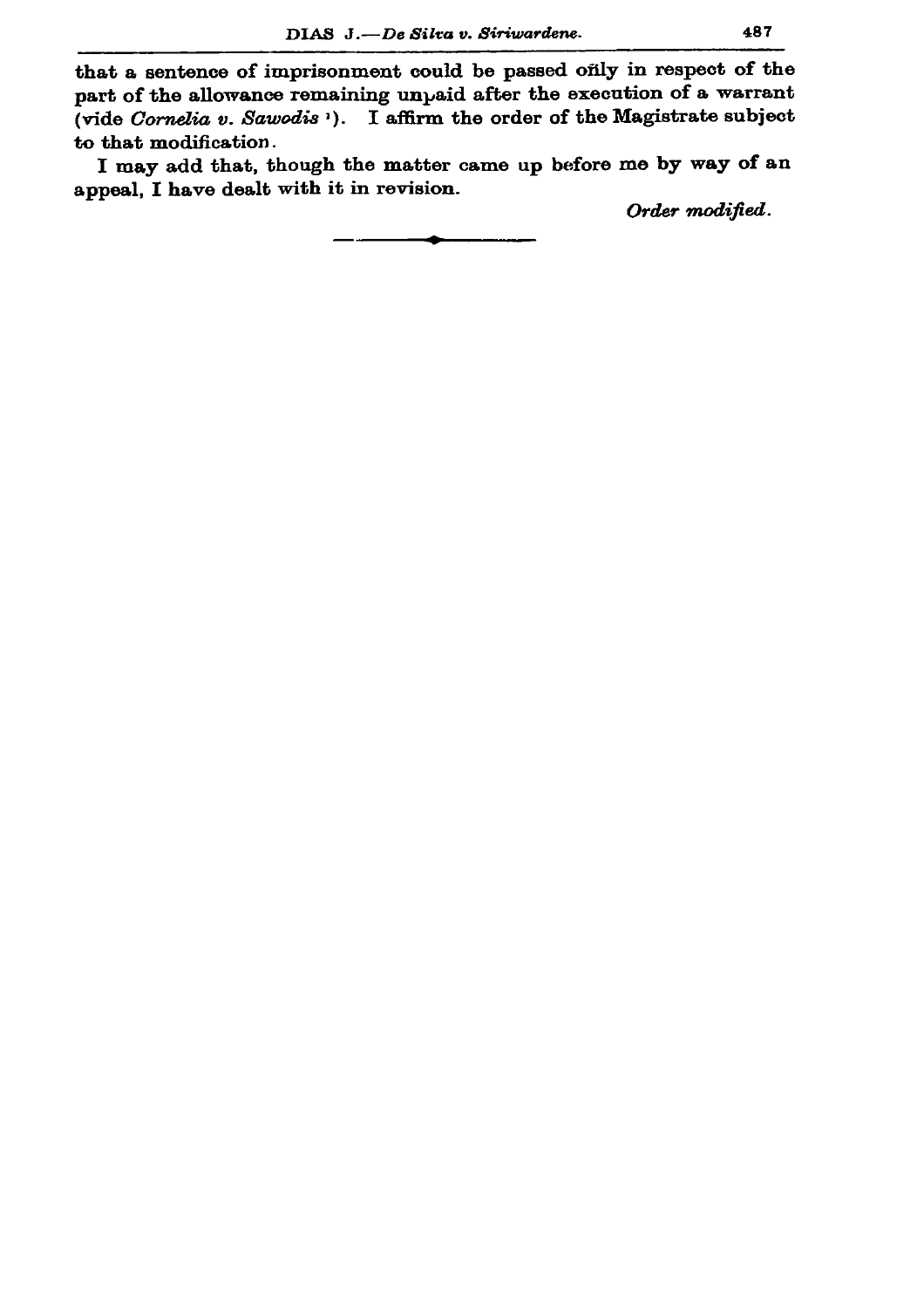that a sentence of imprisonment could be passed only in respect of the part of the allowance remaining unpaid after the execution of a warrant (vide *Cornelia v. Sawodis* [1]). I affirm the order of the Magistrate subject to that modification.

I may add that, though the matter came up before me by way of an appeal, I have dealt with it in revision.

*Order modified.*